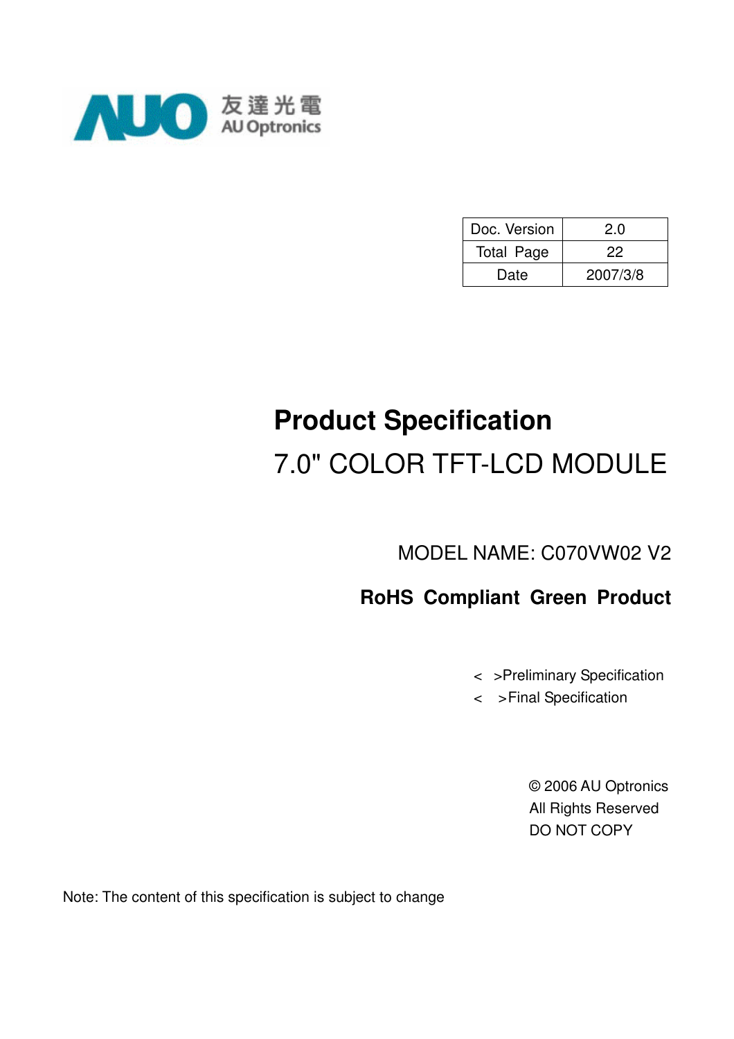友達光電
AU Optronics

| Doc. Version | 2.0 |
| --- | --- |
| Total Page | 22 |
| Date | 2007/3/8 |

# Product Specification

## 7.0" COLOR TFT-LCD MODULE

MODEL NAME: C070VW02 V2

**RoHS Compliant Green Product**

< >Preliminary Specification

< >Final Specification

© 2006 AU Optronics
All Rights Reserved
DO NOT COPY

Note: The content of this specification is subject to change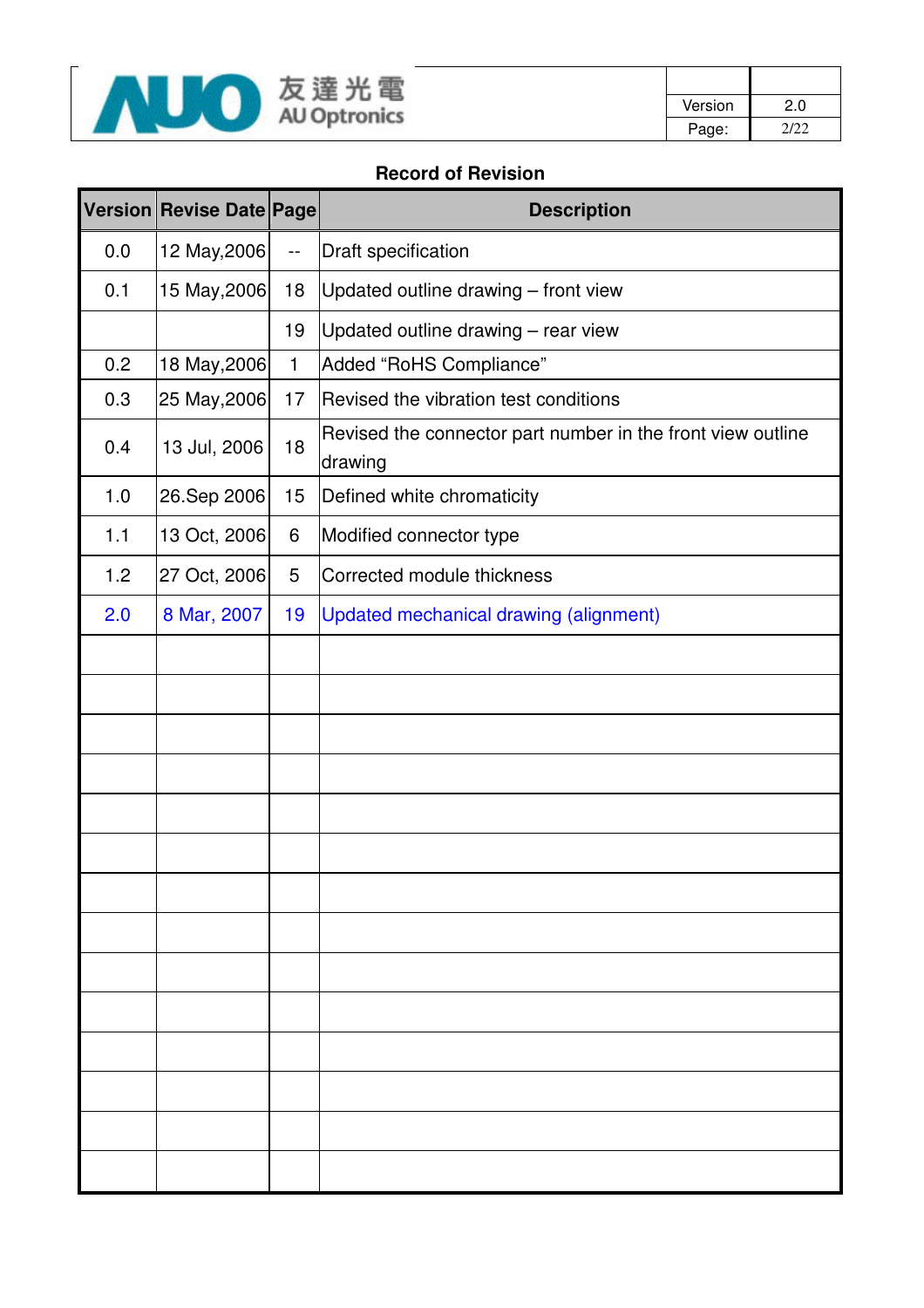## Record of Revision

| Version | Revise Date | Page | Description |
|---|---|---|---|
| 0.0 | 12 May,2006 | -- | Draft specification |
| 0.1 | 15 May,2006 | 18 | Updated outline drawing – front view |
| | | 19 | Updated outline drawing – rear view |
| 0.2 | 18 May,2006 | 1 | Added “RoHS Compliance” |
| 0.3 | 25 May,2006 | 17 | Revised the vibration test conditions |
| 0.4 | 13 Jul, 2006 | 18 | Revised the connector part number in the front view outline drawing |
| 1.0 | 26.Sep 2006 | 15 | Defined white chromaticity |
| 1.1 | 13 Oct, 2006 | 6 | Modified connector type |
| 1.2 | 27 Oct, 2006 | 5 | Corrected module thickness |
| 2.0 | 8 Mar, 2007 | 19 | Updated mechanical drawing (alignment) |
| | | | |
| | | | |
| | | | |
| | | | |
| | | | |
| | | | |
| | | | |
| | | | |
| | | | |
| | | | |
| | | | |
| | | | |
| | | | |
| | | | |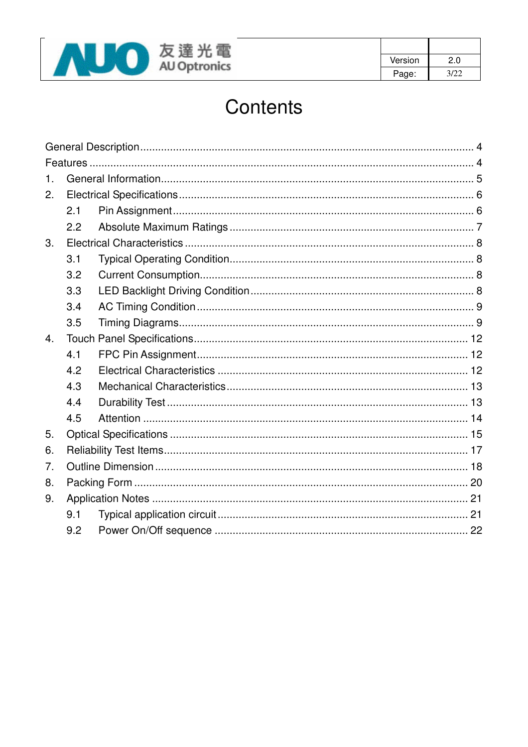# Contents

General Description ........................................................ 4
Features ........................................................ 4
1. General Information ........................................................ 5
2. Electrical Specifications ........................................................ 6
   2.1 Pin Assignment ........................................................ 6
   2.2 Absolute Maximum Ratings ........................................................ 7
3. Electrical Characteristics ........................................................ 8
   3.1 Typical Operating Condition ........................................................ 8
   3.2 Current Consumption ........................................................ 8
   3.3 LED Backlight Driving Condition ........................................................ 8
   3.4 AC Timing Condition ........................................................ 9
   3.5 Timing Diagrams ........................................................ 9
4. Touch Panel Specifications ........................................................ 12
   4.1 FPC Pin Assignment ........................................................ 12
   4.2 Electrical Characteristics ........................................................ 12
   4.3 Mechanical Characteristics ........................................................ 13
   4.4 Durability Test ........................................................ 13
   4.5 Attention ........................................................ 14
5. Optical Specifications ........................................................ 15
6. Reliability Test Items ........................................................ 17
7. Outline Dimension ........................................................ 18
8. Packing Form ........................................................ 20
9. Application Notes ........................................................ 21
   9.1 Typical application circuit ........................................................ 21
   9.2 Power On/Off sequence ........................................................ 22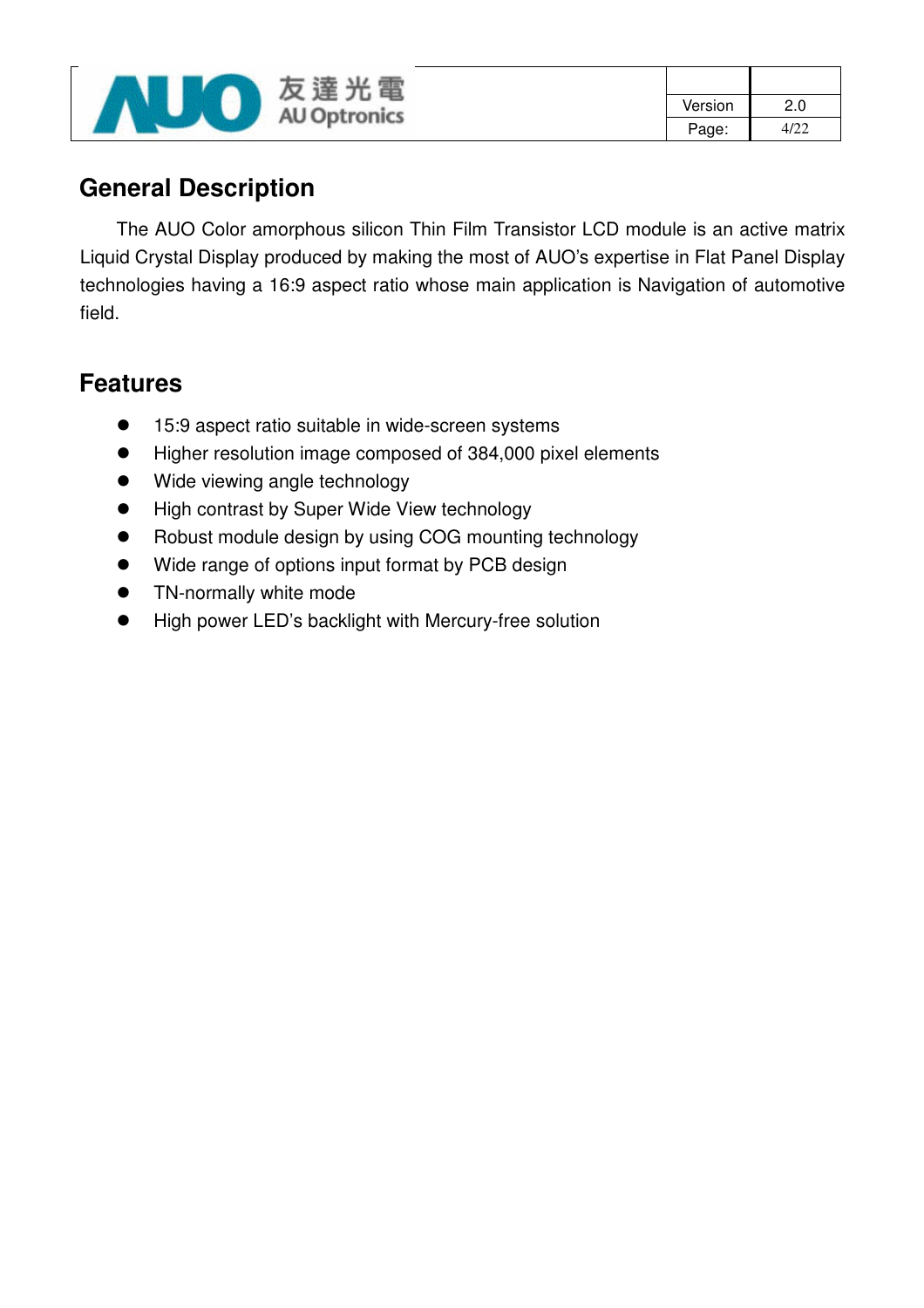## General Description

The AUO Color amorphous silicon Thin Film Transistor LCD module is an active matrix Liquid Crystal Display produced by making the most of AUO's expertise in Flat Panel Display technologies having a 16:9 aspect ratio whose main application is Navigation of automotive field.

## Features

- 15:9 aspect ratio suitable in wide-screen systems
- Higher resolution image composed of 384,000 pixel elements
- Wide viewing angle technology
- High contrast by Super Wide View technology
- Robust module design by using COG mounting technology
- Wide range of options input format by PCB design
- TN-normally white mode
- High power LED's backlight with Mercury-free solution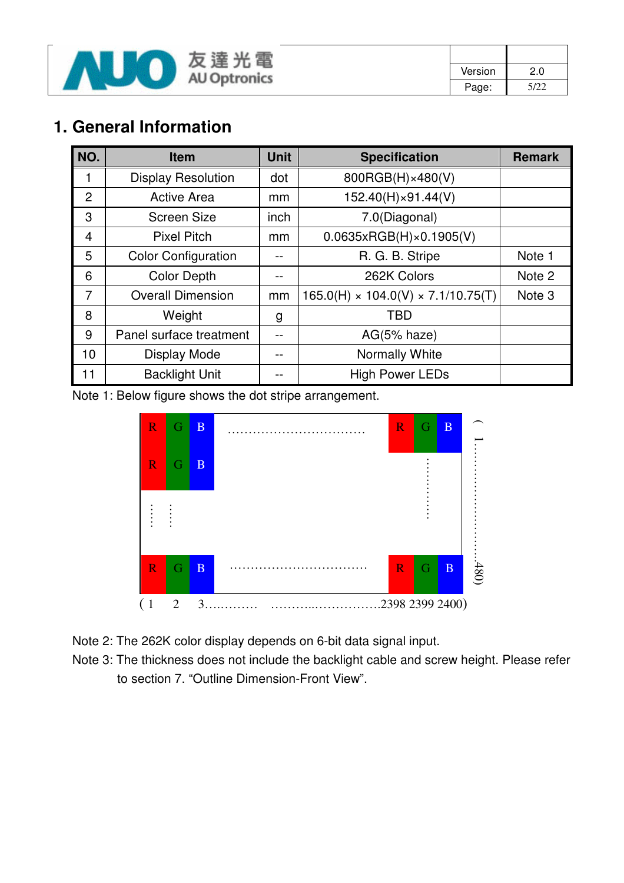# 1. General Information

| NO. | Item | Unit | Specification | Remark |
|---|---|---|---|---|
| 1 | Display Resolution | dot | 800RGB(H)×480(V) | |
| 2 | Active Area | mm | 152.40(H)×91.44(V) | |
| 3 | Screen Size | inch | 7.0(Diagonal) | |
| 4 | Pixel Pitch | mm | 0.0635xRGB(H)×0.1905(V) | |
| 5 | Color Configuration | -- | R. G. B. Stripe | Note 1 |
| 6 | Color Depth | -- | 262K Colors | Note 2 |
| 7 | Overall Dimension | mm | 165.0(H) × 104.0(V) × 7.1/10.75(T) | Note 3 |
| 8 | Weight | g | TBD | |
| 9 | Panel surface treatment | -- | AG(5% haze) | |
| 10 | Display Mode | -- | Normally White | |
| 11 | Backlight Unit | -- | High Power LEDs | |

Note 1: Below figure shows the dot stripe arrangement.

| R | G | B | …… | R | G | B |
|---|---|---|---|---|---|---|
| R | G | B | | ⋮ | | |
| ⋮ | ⋮ | | | | | |
| R | G | B | …… | R | G | B |

(1 2 3…………  ………..…………….2398 2399 2400)

(1……………480)

Note 2: The 262K color display depends on 6-bit data signal input.

Note 3: The thickness does not include the backlight cable and screw height. Please refer to section 7. "Outline Dimension-Front View".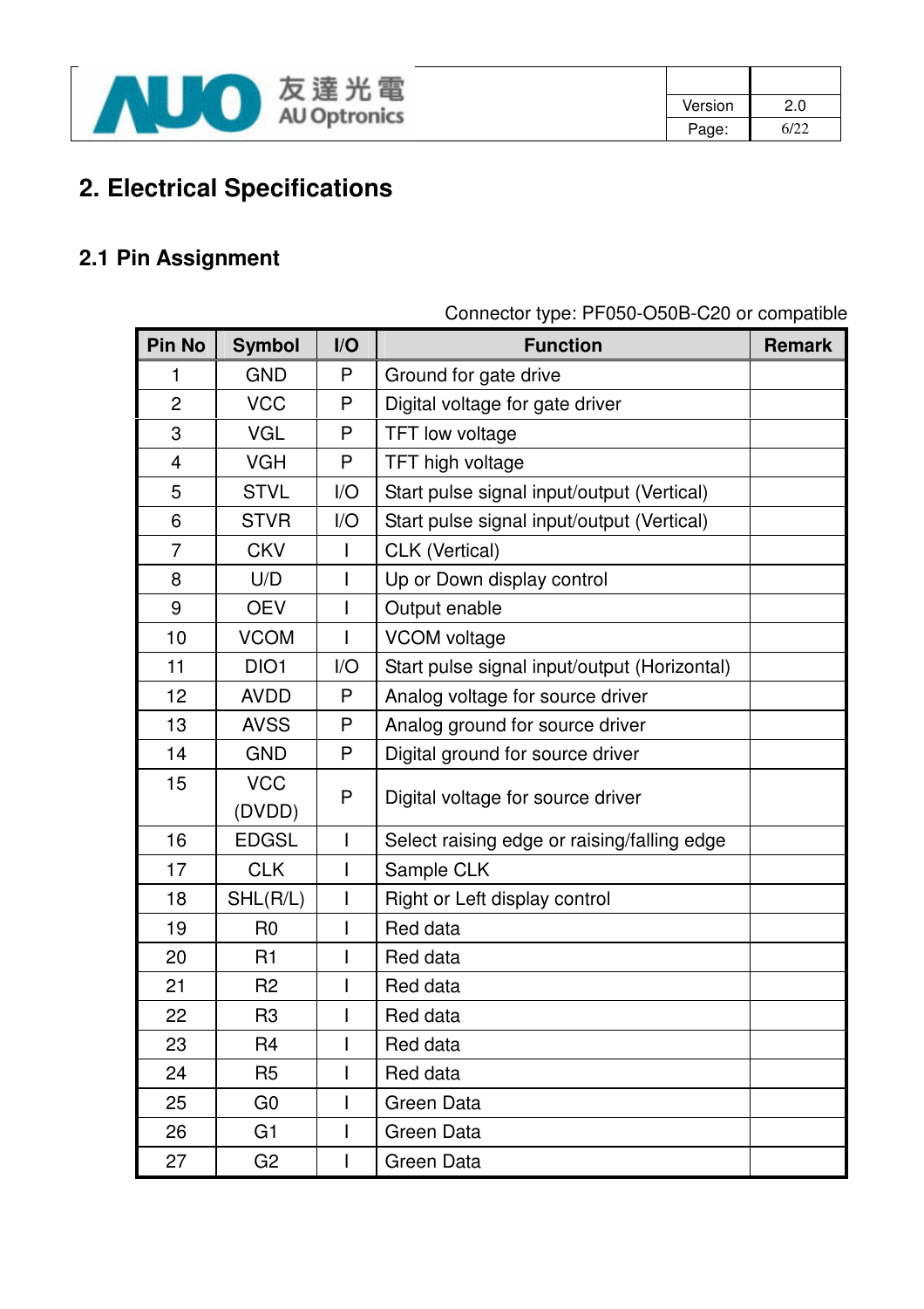# 2. Electrical Specifications

## 2.1 Pin Assignment

Connector type: PF050-O50B-C20 or compatible

| Pin No | Symbol | I/O | Function | Remark |
|---|---|---|---|---|
| 1 | GND | P | Ground for gate drive | |
| 2 | VCC | P | Digital voltage for gate driver | |
| 3 | VGL | P | TFT low voltage | |
| 4 | VGH | P | TFT high voltage | |
| 5 | STVL | I/O | Start pulse signal input/output (Vertical) | |
| 6 | STVR | I/O | Start pulse signal input/output (Vertical) | |
| 7 | CKV | I | CLK (Vertical) | |
| 8 | U/D | I | Up or Down display control | |
| 9 | OEV | I | Output enable | |
| 10 | VCOM | I | VCOM voltage | |
| 11 | DIO1 | I/O | Start pulse signal input/output (Horizontal) | |
| 12 | AVDD | P | Analog voltage for source driver | |
| 13 | AVSS | P | Analog ground for source driver | |
| 14 | GND | P | Digital ground for source driver | |
| 15 | VCC (DVDD) | P | Digital voltage for source driver | |
| 16 | EDGSL | I | Select raising edge or raising/falling edge | |
| 17 | CLK | I | Sample CLK | |
| 18 | SHL(R/L) | I | Right or Left display control | |
| 19 | R0 | I | Red data | |
| 20 | R1 | I | Red data | |
| 21 | R2 | I | Red data | |
| 22 | R3 | I | Red data | |
| 23 | R4 | I | Red data | |
| 24 | R5 | I | Red data | |
| 25 | G0 | I | Green Data | |
| 26 | G1 | I | Green Data | |
| 27 | G2 | I | Green Data | |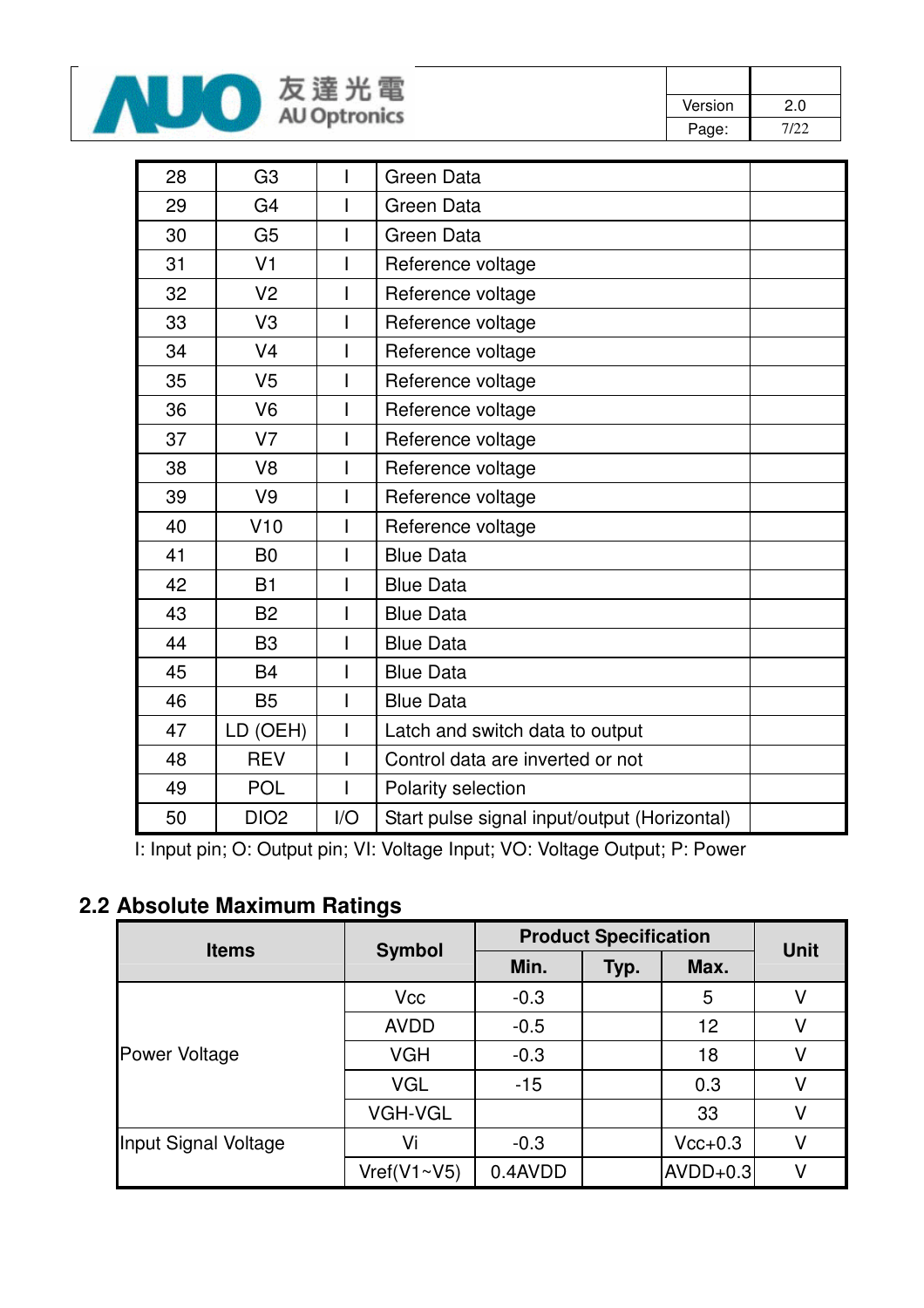| 28 | G3 | I | Green Data | |
|---|---|---|---|---|
| 29 | G4 | I | Green Data | |
| 30 | G5 | I | Green Data | |
| 31 | V1 | I | Reference voltage | |
| 32 | V2 | I | Reference voltage | |
| 33 | V3 | I | Reference voltage | |
| 34 | V4 | I | Reference voltage | |
| 35 | V5 | I | Reference voltage | |
| 36 | V6 | I | Reference voltage | |
| 37 | V7 | I | Reference voltage | |
| 38 | V8 | I | Reference voltage | |
| 39 | V9 | I | Reference voltage | |
| 40 | V10 | I | Reference voltage | |
| 41 | B0 | I | Blue Data | |
| 42 | B1 | I | Blue Data | |
| 43 | B2 | I | Blue Data | |
| 44 | B3 | I | Blue Data | |
| 45 | B4 | I | Blue Data | |
| 46 | B5 | I | Blue Data | |
| 47 | LD (OEH) | I | Latch and switch data to output | |
| 48 | REV | I | Control data are inverted or not | |
| 49 | POL | I | Polarity selection | |
| 50 | DIO2 | I/O | Start pulse signal input/output (Horizontal) | |

I: Input pin; O: Output pin; VI: Voltage Input; VO: Voltage Output; P: Power

## 2.2 Absolute Maximum Ratings

| Items | Symbol | Product Specification | | | Unit |
|---|---|---|---|---|---|
| | | Min. | Typ. | Max. | |
| Power Voltage | Vcc | -0.3 | | 5 | V |
| | AVDD | -0.5 | | 12 | V |
| | VGH | -0.3 | | 18 | V |
| | VGL | -15 | | 0.3 | V |
| | VGH-VGL | | | 33 | V |
| Input Signal Voltage | Vi | -0.3 | | Vcc+0.3 | V |
| | Vref(V1~V5) | 0.4AVDD | | AVDD+0.3 | V |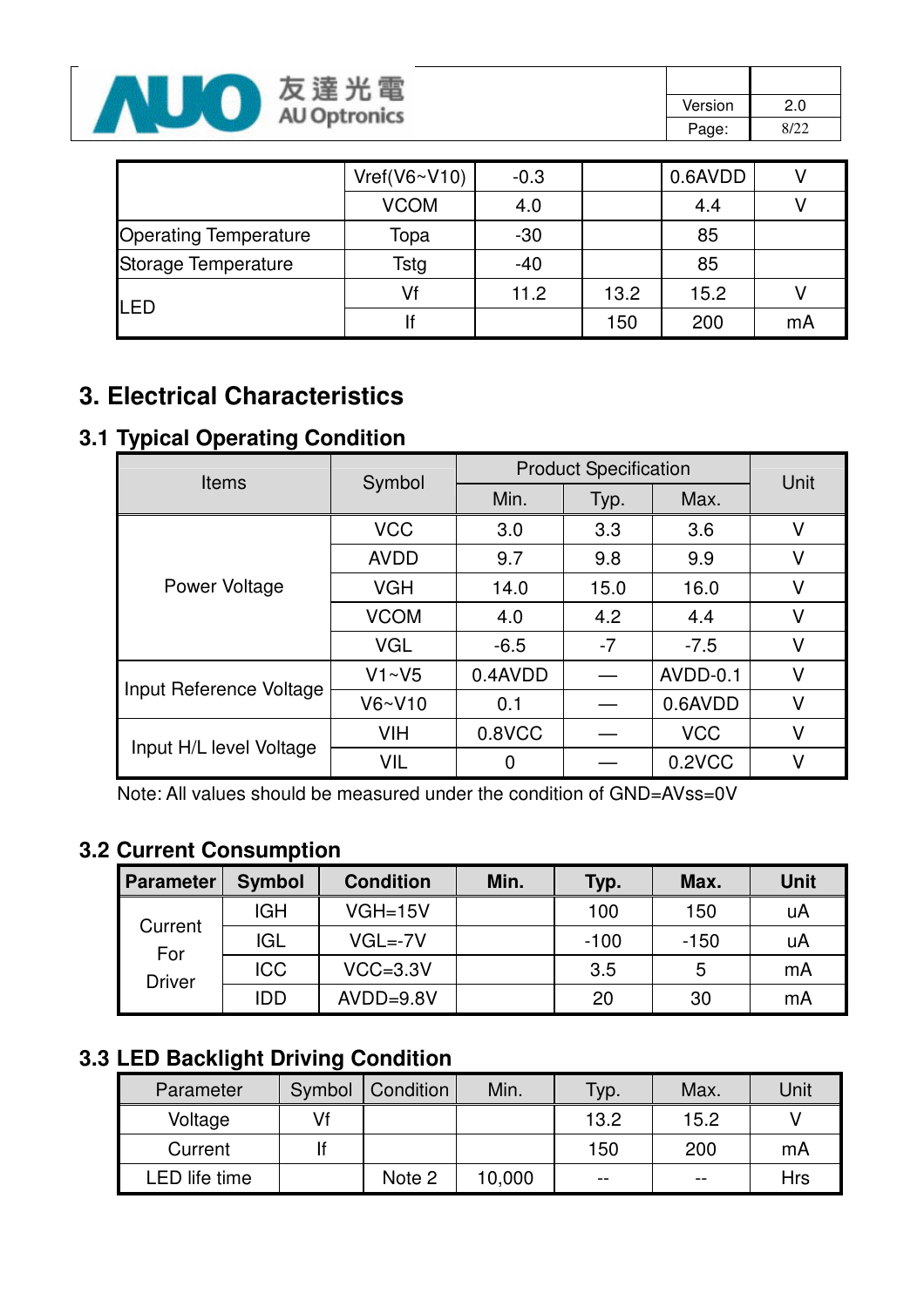| | Vref(V6~V10) | -0.3 | | 0.6AVDD | V |
|---|---|---|---|---|---|
| | VCOM | 4.0 | | 4.4 | V |
| Operating Temperature | Topa | -30 | | 85 | |
| Storage Temperature | Tstg | -40 | | 85 | |
| LED | Vf | 11.2 | 13.2 | 15.2 | V |
| | If | | 150 | 200 | mA |

# 3. Electrical Characteristics

## 3.1 Typical Operating Condition

| Items | Symbol | Product Specification | | | Unit |
|---|---|---|---|---|---|
| | | Min. | Typ. | Max. | |
| Power Voltage | VCC | 3.0 | 3.3 | 3.6 | V |
| | AVDD | 9.7 | 9.8 | 9.9 | V |
| | VGH | 14.0 | 15.0 | 16.0 | V |
| | VCOM | 4.0 | 4.2 | 4.4 | V |
| | VGL | -6.5 | -7 | -7.5 | V |
| Input Reference Voltage | V1~V5 | 0.4AVDD | — | AVDD-0.1 | V |
| | V6~V10 | 0.1 | — | 0.6AVDD | V |
| Input H/L level Voltage | VIH | 0.8VCC | — | VCC | V |
| | VIL | 0 | — | 0.2VCC | V |

Note: All values should be measured under the condition of GND=AVss=0V

## 3.2 Current Consumption

| Parameter | Symbol | Condition | Min. | Typ. | Max. | Unit |
|---|---|---|---|---|---|---|
| Current For Driver | IGH | VGH=15V | | 100 | 150 | uA |
| | IGL | VGL=-7V | | -100 | -150 | uA |
| | ICC | VCC=3.3V | | 3.5 | 5 | mA |
| | IDD | AVDD=9.8V | | 20 | 30 | mA |

## 3.3 LED Backlight Driving Condition

| Parameter | Symbol | Condition | Min. | Typ. | Max. | Unit |
|---|---|---|---|---|---|---|
| Voltage | Vf | | | 13.2 | 15.2 | V |
| Current | If | | | 150 | 200 | mA |
| LED life time | | Note 2 | 10,000 | -- | -- | Hrs |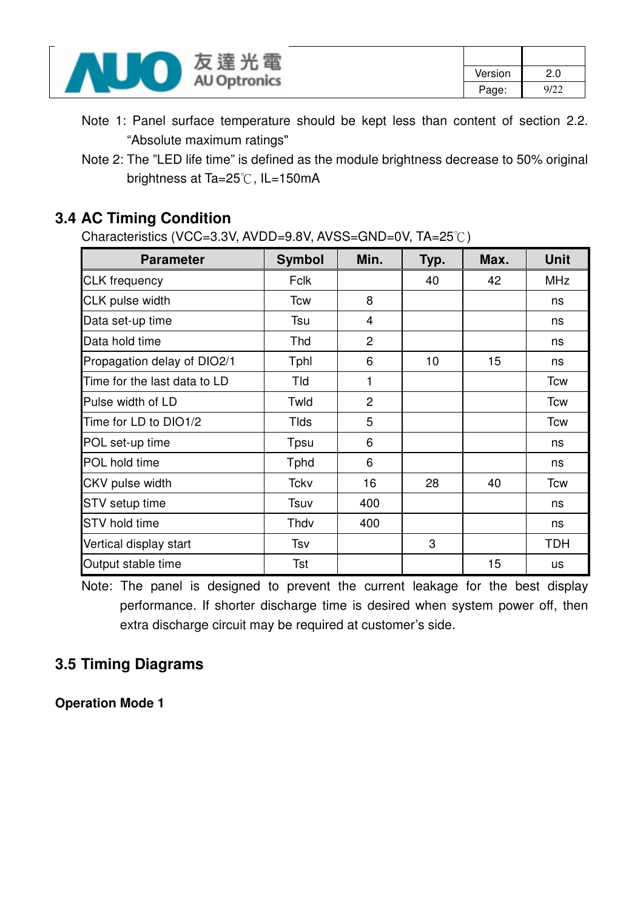Note 1: Panel surface temperature should be kept less than content of section 2.2. "Absolute maximum ratings"

Note 2: The "LED life time" is defined as the module brightness decrease to 50% original brightness at Ta=25℃, IL=150mA

### 3.4 AC Timing Condition

Characteristics (VCC=3.3V, AVDD=9.8V, AVSS=GND=0V, TA=25℃)

| Parameter | Symbol | Min. | Typ. | Max. | Unit |
|---|---|---|---|---|---|
| CLK frequency | Fclk | | 40 | 42 | MHz |
| CLK pulse width | Tcw | 8 | | | ns |
| Data set-up time | Tsu | 4 | | | ns |
| Data hold time | Thd | 2 | | | ns |
| Propagation delay of DIO2/1 | Tphl | 6 | 10 | 15 | ns |
| Time for the last data to LD | Tld | 1 | | | Tcw |
| Pulse width of LD | Twld | 2 | | | Tcw |
| Time for LD to DIO1/2 | Tlds | 5 | | | Tcw |
| POL set-up time | Tpsu | 6 | | | ns |
| POL hold time | Tphd | 6 | | | ns |
| CKV pulse width | Tckv | 16 | 28 | 40 | Tcw |
| STV setup time | Tsuv | 400 | | | ns |
| STV hold time | Thdv | 400 | | | ns |
| Vertical display start | Tsv | | 3 | | TDH |
| Output stable time | Tst | | | 15 | us |

Note: The panel is designed to prevent the current leakage for the best display performance. If shorter discharge time is desired when system power off, then extra discharge circuit may be required at customer's side.

### 3.5 Timing Diagrams

**Operation Mode 1**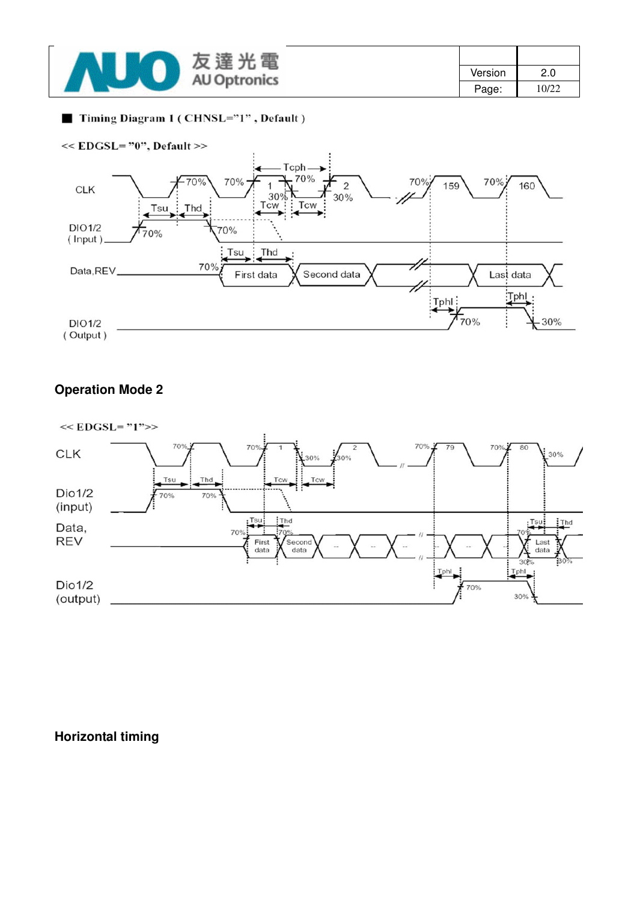■ **Timing Diagram I ( CHNSL="1" , Default )**

<< EDGSL= "0", Default >>

CLK

Tcph

70% 70% 70% 1 30% 70% 2 30% 70% 159 70% 160

Tsu Thd Tcw Tcw

DIO1/2 ( Input )

70% 70%

Tsu Thd

Data,REV

70% First data Second data Last data

Tphl Tphl

DIO1/2 ( Output )

70% 30%

**Operation Mode 2**

<< EDGSL= "1">>

CLK

70% 70% 1 30% 30% 2 70% 79 70% 80 30%

Tsu Thd Tcw Tcw

Dio1/2 (input)

70% 70%

Data, REV

Tsu Thd 70% First data 70% Second data -- -- -- -- -- Tsu Thd 70% Last data 30% 30%

Tphl Tphl

Dio1/2 (output)

70% 30%

**Horizontal timing**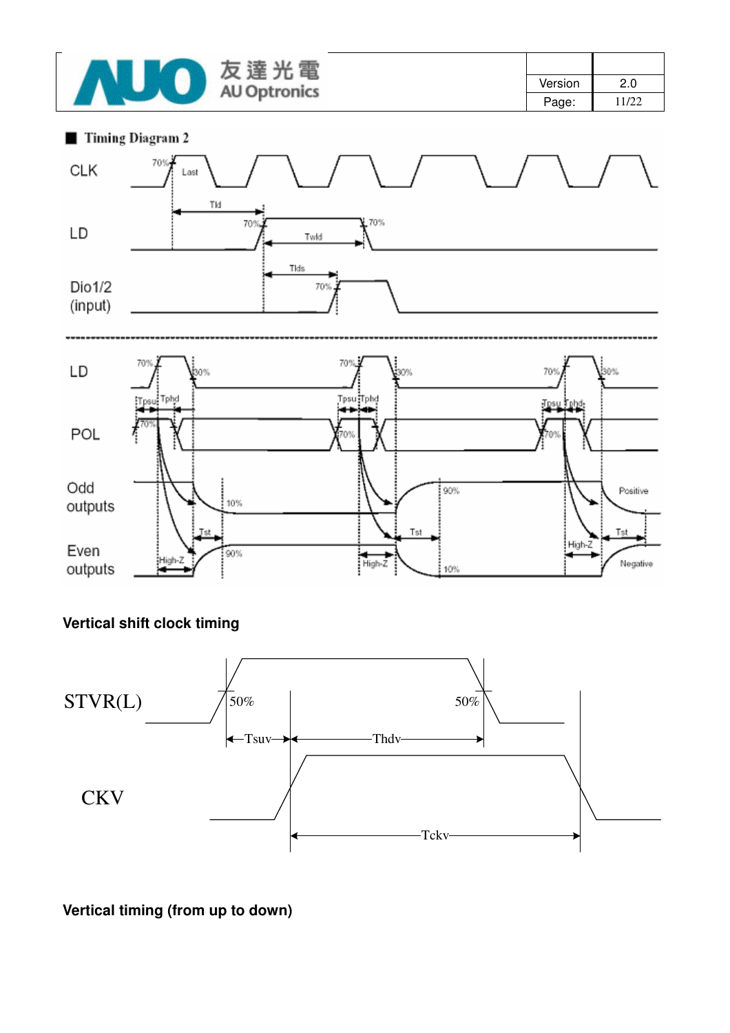## ■ Timing Diagram 2

CLK, LD, Dio1/2 (input), LD, POL, Odd outputs, Even outputs

Tld, Twld, Tlds, Tpsu, Tphd, Tst, High-Z, Positive, Negative, 70%, 30%, 90%, 10%, Last

**Vertical shift clock timing**

STVR(L), CKV

50%, Tsuv, Thdv, Tckv

**Vertical timing (from up to down)**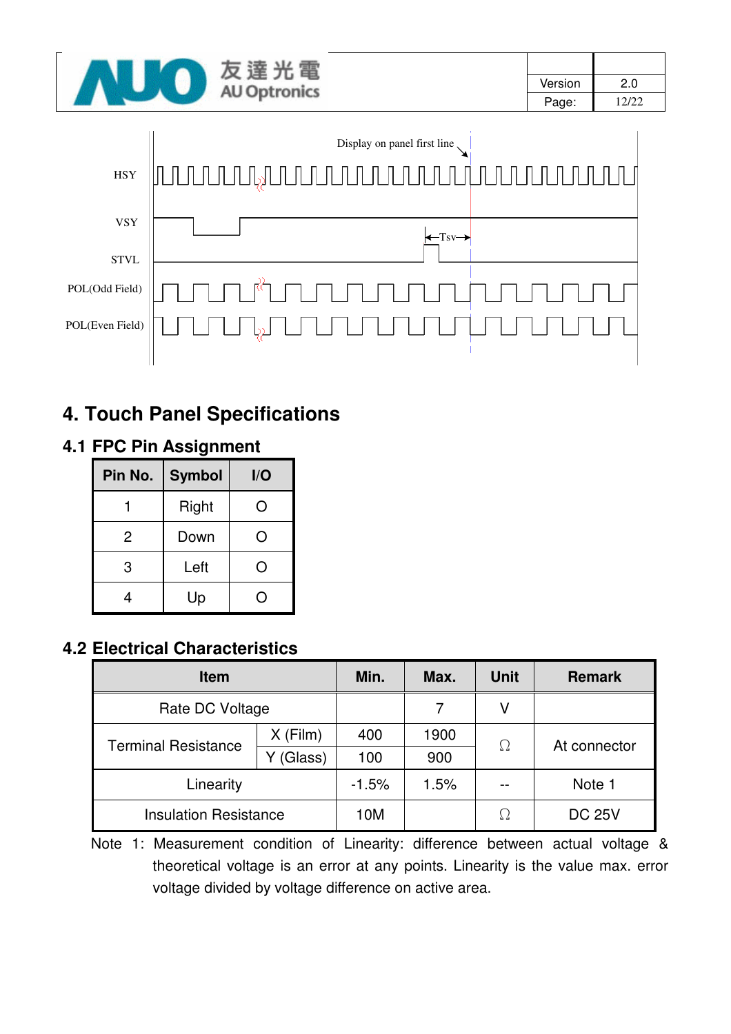Display on panel first line

HSY

VSY

Tsv

STVL

POL(Odd Field)

POL(Even Field)

## 4. Touch Panel Specifications

### 4.1 FPC Pin Assignment

| Pin No. | Symbol | I/O |
|---|---|---|
| 1 | Right | O |
| 2 | Down | O |
| 3 | Left | O |
| 4 | Up | O |

### 4.2 Electrical Characteristics

| Item | | Min. | Max. | Unit | Remark |
|---|---|---|---|---|---|
| Rate DC Voltage | | | 7 | V | |
| Terminal Resistance | X (Film) | 400 | 1900 | Ω | At connector |
| | Y (Glass) | 100 | 900 | | |
| Linearity | | -1.5% | 1.5% | -- | Note 1 |
| Insulation Resistance | | 10M | | Ω | DC 25V |

Note 1: Measurement condition of Linearity: difference between actual voltage & theoretical voltage is an error at any points. Linearity is the value max. error voltage divided by voltage difference on active area.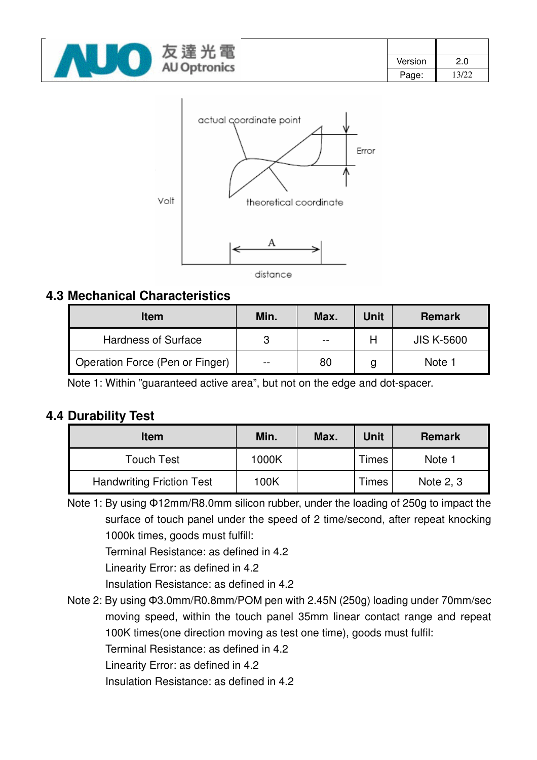actual coordinate point

Error

Volt

theoretical coordinate

A

distance

### 4.3 Mechanical Characteristics

| Item | Min. | Max. | Unit | Remark |
|---|---|---|---|---|
| Hardness of Surface | 3 | -- | H | JIS K-5600 |
| Operation Force (Pen or Finger) | -- | 80 | g | Note 1 |

Note 1: Within "guaranteed active area", but not on the edge and dot-spacer.

### 4.4 Durability Test

| Item | Min. | Max. | Unit | Remark |
|---|---|---|---|---|
| Touch Test | 1000K | | Times | Note 1 |
| Handwriting Friction Test | 100K | | Times | Note 2, 3 |

Note 1: By using Φ12mm/R8.0mm silicon rubber, under the loading of 250g to impact the surface of touch panel under the speed of 2 time/second, after repeat knocking 1000k times, goods must fulfill:

Terminal Resistance: as defined in 4.2

Linearity Error: as defined in 4.2

Insulation Resistance: as defined in 4.2

Note 2: By using Φ3.0mm/R0.8mm/POM pen with 2.45N (250g) loading under 70mm/sec moving speed, within the touch panel 35mm linear contact range and repeat 100K times(one direction moving as test one time), goods must fulfil:

Terminal Resistance: as defined in 4.2

Linearity Error: as defined in 4.2

Insulation Resistance: as defined in 4.2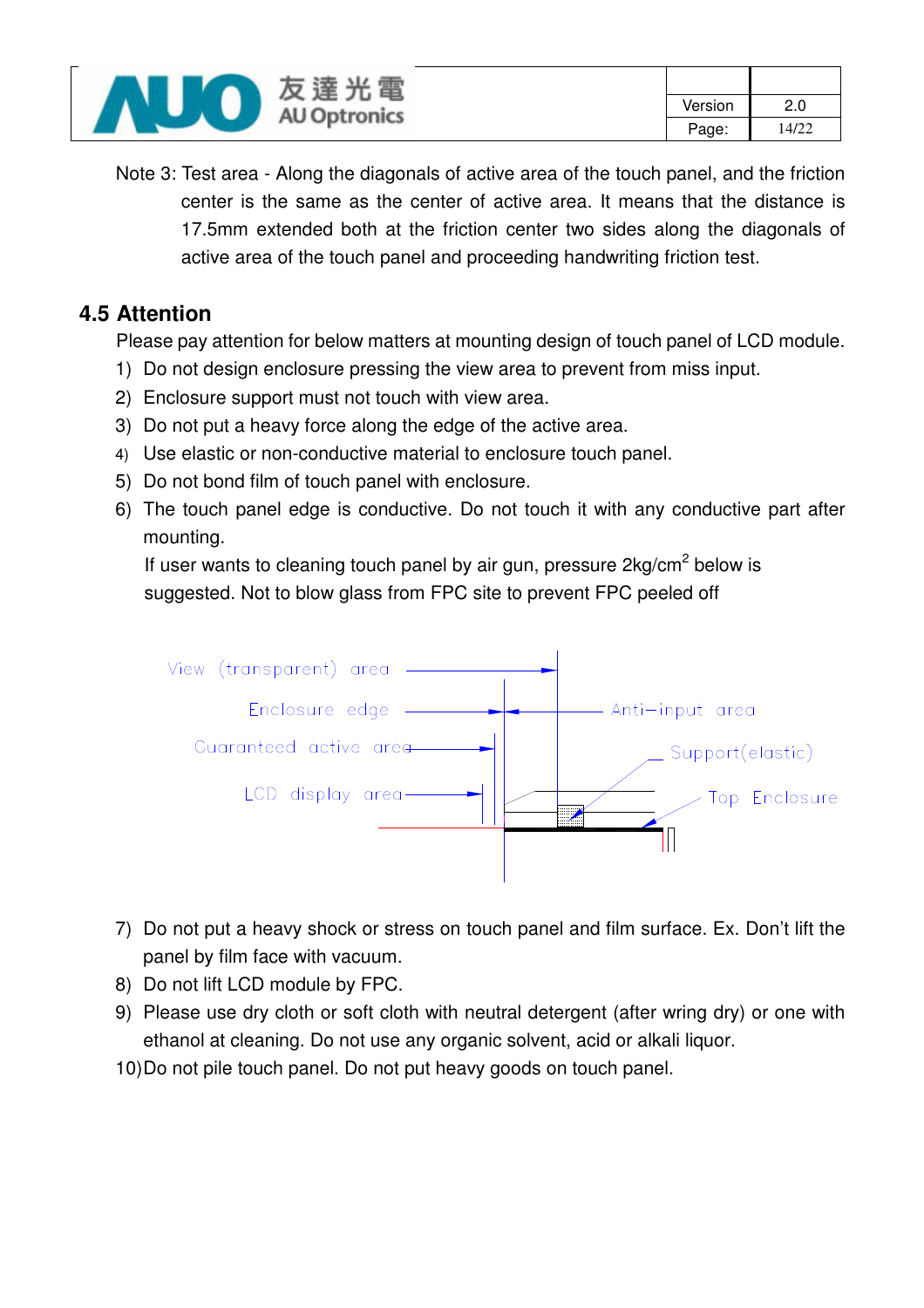Note 3: Test area - Along the diagonals of active area of the touch panel, and the friction center is the same as the center of active area. It means that the distance is 17.5mm extended both at the friction center two sides along the diagonals of active area of the touch panel and proceeding handwriting friction test.

## 4.5 Attention

Please pay attention for below matters at mounting design of touch panel of LCD module.

1) Do not design enclosure pressing the view area to prevent from miss input.
2) Enclosure support must not touch with view area.
3) Do not put a heavy force along the edge of the active area.
4) Use elastic or non-conductive material to enclosure touch panel.
5) Do not bond film of touch panel with enclosure.
6) The touch panel edge is conductive. Do not touch it with any conductive part after mounting.

   If user wants to cleaning touch panel by air gun, pressure $2kg/cm^2$ below is suggested. Not to blow glass from FPC site to prevent FPC peeled off

View (transparent) area
Enclosure edge
Guaranteed active area
LCD display area
Anti-input area
Support(elastic)
Top Enclosure

7) Do not put a heavy shock or stress on touch panel and film surface. Ex. Don't lift the panel by film face with vacuum.
8) Do not lift LCD module by FPC.
9) Please use dry cloth or soft cloth with neutral detergent (after wring dry) or one with ethanol at cleaning. Do not use any organic solvent, acid or alkali liquor.
10) Do not pile touch panel. Do not put heavy goods on touch panel.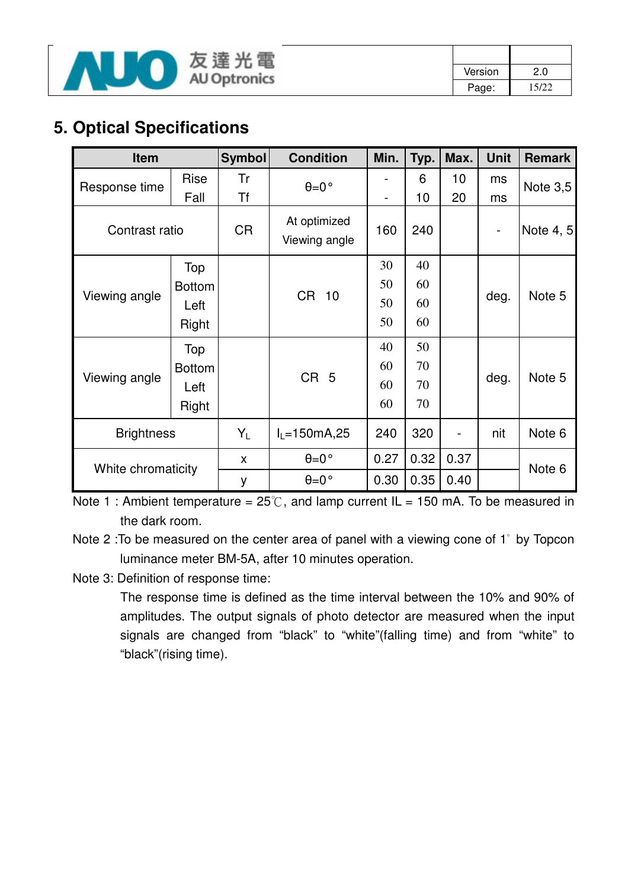# 5. Optical Specifications

| Item | | Symbol | Condition | Min. | Typ. | Max. | Unit | Remark |
|---|---|---|---|---|---|---|---|---|
| Response time | Rise | Tr | θ=0° | - | 6 | 10 | ms | Note 3,5 |
| | Fall | Tf | | - | 10 | 20 | ms | |
| Contrast ratio | | CR | At optimized Viewing angle | 160 | 240 | | - | Note 4, 5 |
| Viewing angle | Top | | CR 10 | 30 | 40 | | deg. | Note 5 |
| | Bottom | | | 50 | 60 | | | |
| | Left | | | 50 | 60 | | | |
| | Right | | | 50 | 60 | | | |
| Viewing angle | Top | | CR 5 | 40 | 50 | | deg. | Note 5 |
| | Bottom | | | 60 | 70 | | | |
| | Left | | | 60 | 70 | | | |
| | Right | | | 60 | 70 | | | |
| Brightness | | $Y_L$ | $I_L$=150mA,25 | 240 | 320 | - | nit | Note 6 |
| White chromaticity | | x | θ=0° | 0.27 | 0.32 | 0.37 | | Note 6 |
| | | y | θ=0° | 0.30 | 0.35 | 0.40 | | |

Note 1 : Ambient temperature = 25℃, and lamp current IL = 150 mA. To be measured in the dark room.

Note 2 :To be measured on the center area of panel with a viewing cone of 1° by Topcon luminance meter BM-5A, after 10 minutes operation.

Note 3: Definition of response time:

The response time is defined as the time interval between the 10% and 90% of amplitudes. The output signals of photo detector are measured when the input signals are changed from "black" to "white"(falling time) and from "white" to "black"(rising time).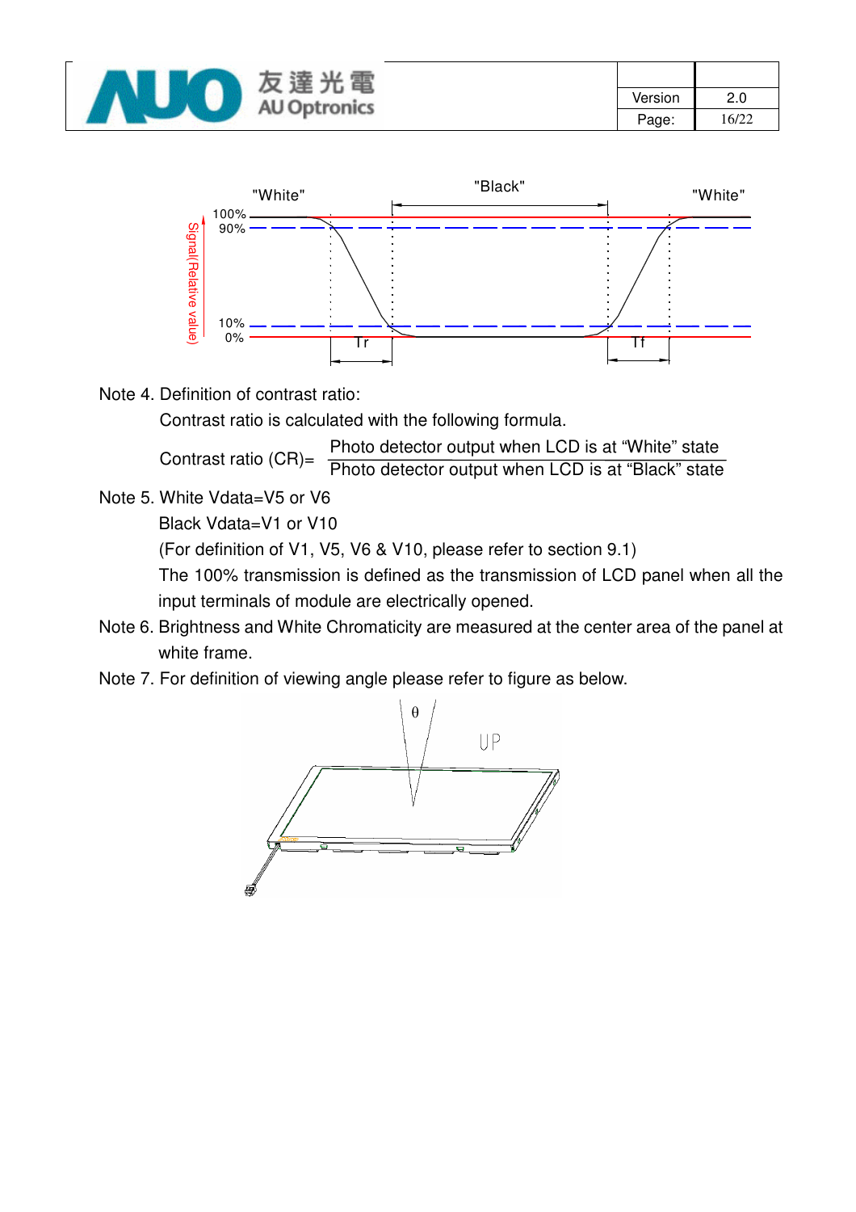Note 4. Definition of contrast ratio:

Contrast ratio is calculated with the following formula.

$$\text{Contrast ratio (CR)} = \frac{\text{Photo detector output when LCD is at "White" state}}{\text{Photo detector output when LCD is at "Black" state}}$$

Note 5. White Vdata=V5 or V6

Black Vdata=V1 or V10

(For definition of V1, V5, V6 & V10, please refer to section 9.1)

The 100% transmission is defined as the transmission of LCD panel when all the input terminals of module are electrically opened.

Note 6. Brightness and White Chromaticity are measured at the center area of the panel at white frame.

Note 7. For definition of viewing angle please refer to figure as below.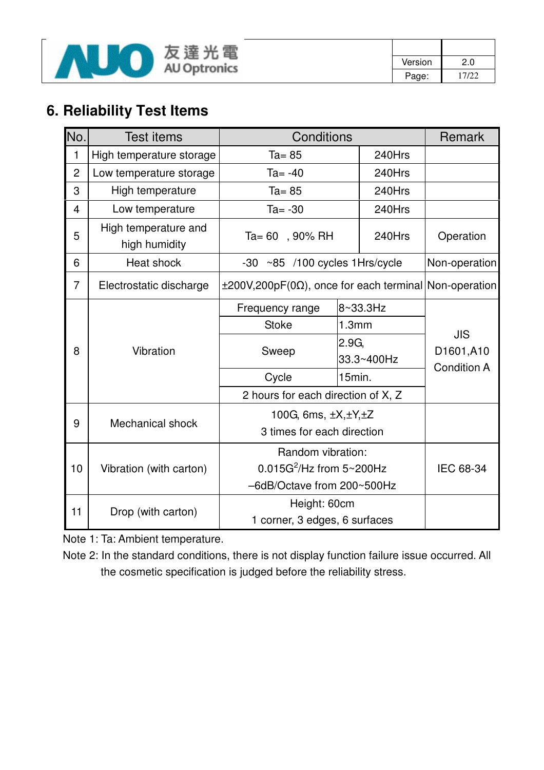# 6. Reliability Test Items

| No. | Test items | Conditions | | Remark |
|---|---|---|---|---|
| 1 | High temperature storage | Ta= 85 | 240Hrs | |
| 2 | Low temperature storage | Ta= -40 | 240Hrs | |
| 3 | High temperature | Ta= 85 | 240Hrs | |
| 4 | Low temperature | Ta= -30 | 240Hrs | |
| 5 | High temperature and high humidity | Ta= 60 , 90% RH | 240Hrs | Operation |
| 6 | Heat shock | -30 ~85 /100 cycles 1Hrs/cycle | | Non-operation |
| 7 | Electrostatic discharge | ±200V,200pF(0Ω), once for each terminal | | Non-operation |
| 8 | Vibration | Frequency range | 8~33.3Hz | JIS D1601,A10 Condition A |
| | | Stoke | 1.3mm | |
| | | Sweep | 2.9G, 33.3~400Hz | |
| | | Cycle | 15min. | |
| | | 2 hours for each direction of X, Z | | |
| 9 | Mechanical shock | 100G, 6ms, ±X,±Y,±Z<br>3 times for each direction | | |
| 10 | Vibration (with carton) | Random vibration:<br>0.015$G^2$/Hz from 5~200Hz<br>–6dB/Octave from 200~500Hz | | IEC 68-34 |
| 11 | Drop (with carton) | Height: 60cm<br>1 corner, 3 edges, 6 surfaces | | |

Note 1: Ta: Ambient temperature.

Note 2: In the standard conditions, there is not display function failure issue occurred. All the cosmetic specification is judged before the reliability stress.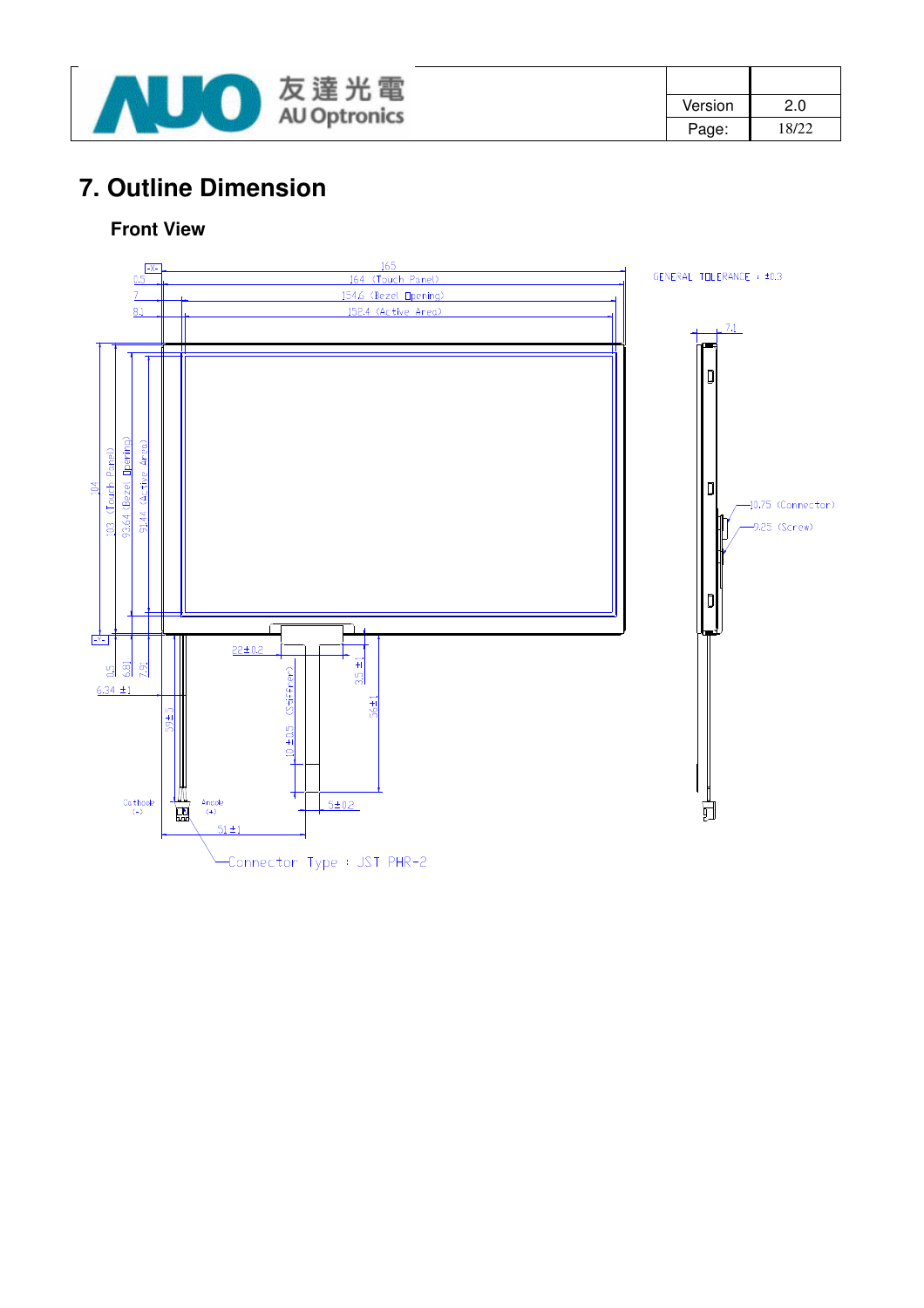# 7. Outline Dimension

**Front View**

GENERAL TOLERANCE : ±0.3

165

0.5 — 164 (Touch Panel)

7 — 154.6 (Bezel Opening)

8.1 — 152.4 (Active Area)

104

103 (Touch Panel)

93.64 (Bezel Opening)

91.44 (Active Area)

0.5

6.81

7.91

6.34 ±1

59±1

22±0.2

3.5±1

56±1

10±0.5 (Stiffener)

5±0.2

51±1

Cathode (-)

Anode (+)

Connector Type : JST PHR-2

7.1

10.75 (Connector)

0.25 (Screw)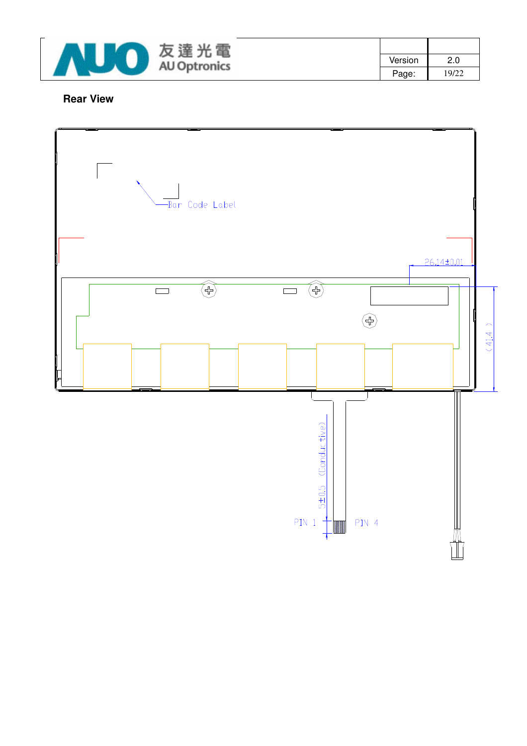**Rear View**

Bar Code Label

26.14±0.01

(41.4)

5±0.5 (Conductive)

PIN 1

PIN 4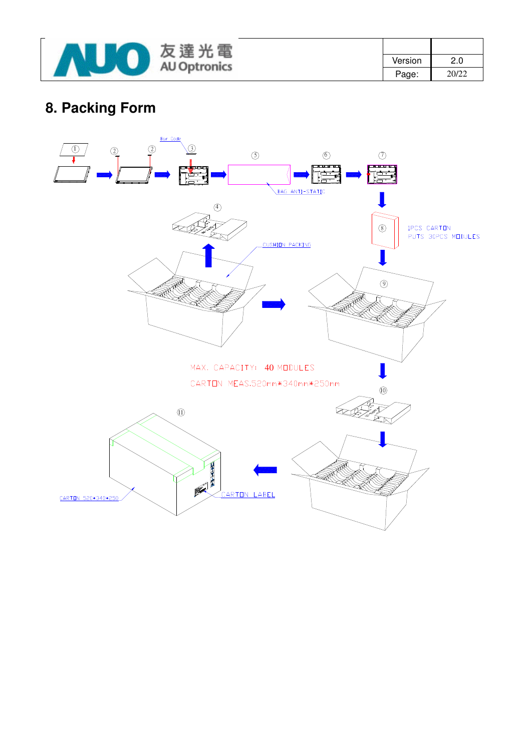# 8. Packing Form

Bar Code

BAG ANTI-STATIC

CUSHION PACKING

1PCS CARTON PUTS 30PCS MODULES

MAX. CAPACITY: 40 MODULES

CARTON MEAS.520mm*340mm*250mm

CARTON 520*340*250

CARTON LABEL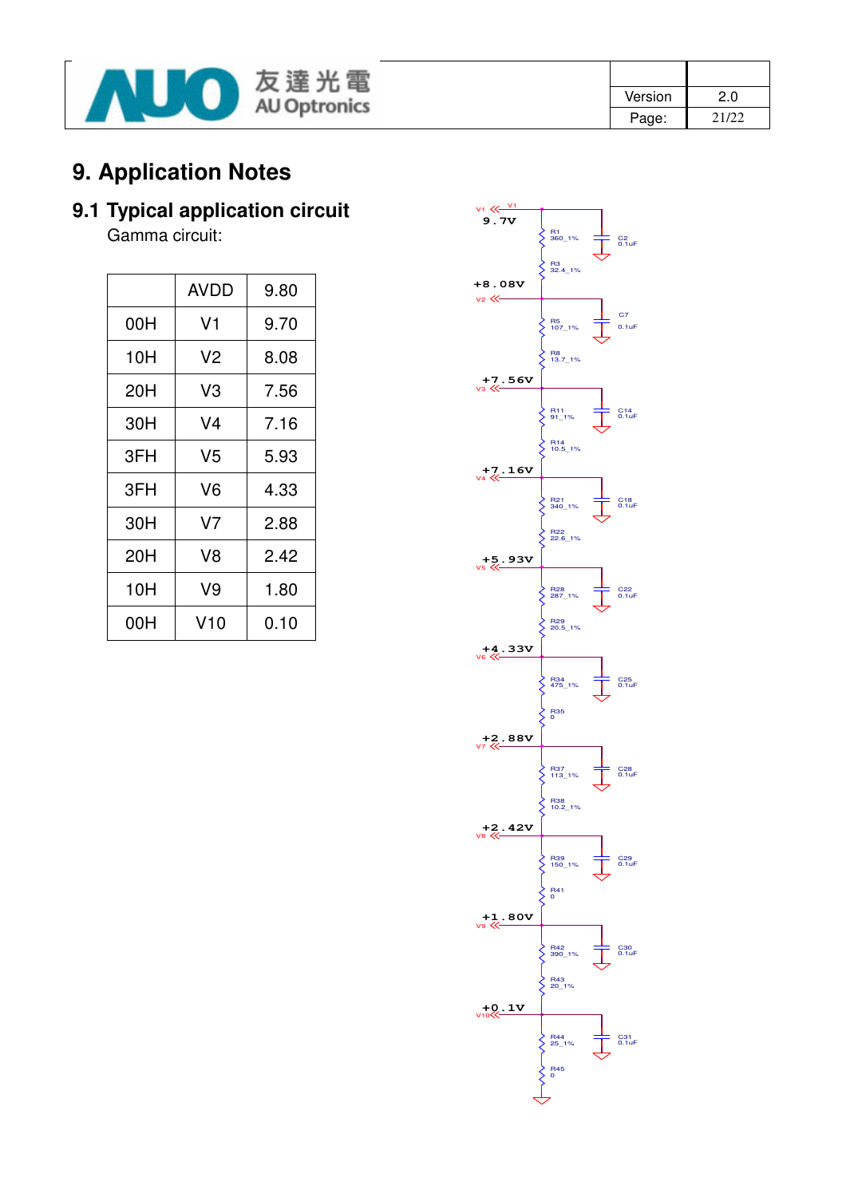# 9. Application Notes

## 9.1 Typical application circuit

Gamma circuit:

| | AVDD | 9.80 |
|---|---|---|
| 00H | V1 | 9.70 |
| 10H | V2 | 8.08 |
| 20H | V3 | 7.56 |
| 30H | V4 | 7.16 |
| 3FH | V5 | 5.93 |
| 3FH | V6 | 4.33 |
| 30H | V7 | 2.88 |
| 20H | V8 | 2.42 |
| 10H | V9 | 1.80 |
| 00H | V10 | 0.10 |

V1 9.7V
R1 360_1%
C2 0.1uF
R3 32.4_1%
+8.08V V2
R5 107_1%
C7 0.1uF
R8 13.7_1%
+7.56V V3
R11 91_1%
C14 0.1uF
R14 10.5_1%
+7.16V V4
R21 340_1%
C18 0.1uF
R22 22.6_1%
+5.93V V5
R28 287_1%
C22 0.1uF
R29 20.5_1%
+4.33V V6
R34 475_1%
C25 0.1uF
R35 0
+2.88V V7
R37 113_1%
C28 0.1uF
R38 10.2_1%
+2.42V V8
R39 150_1%
C29 0.1uF
R41 0
+1.80V V9
R42 390_1%
C30 0.1uF
R43 20_1%
+0.1V V10
R44 25_1%
C31 0.1uF
R45 0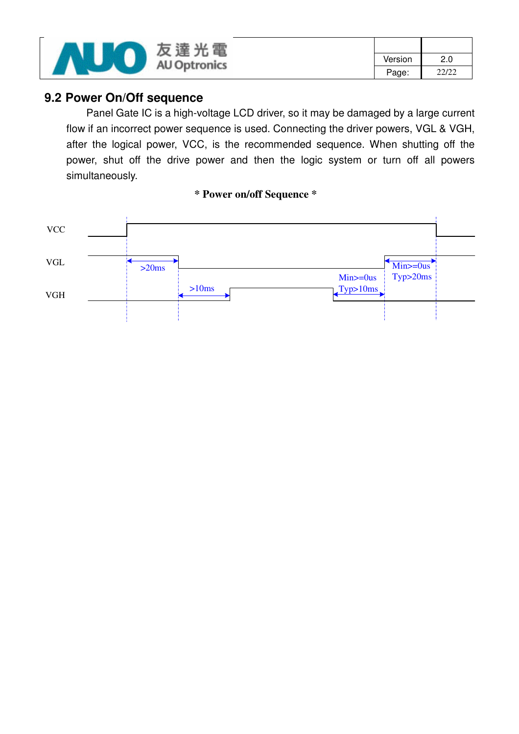## 9.2 Power On/Off sequence

Panel Gate IC is a high-voltage LCD driver, so it may be damaged by a large current flow if an incorrect power sequence is used. Connecting the driver powers, VGL & VGH, after the logical power, VCC, is the recommended sequence. When shutting off the power, shut off the drive power and then the logic system or turn off all powers simultaneously.

**\* Power on/off Sequence \***

VCC

VGL

VGH

>20ms

>10ms

Min>=0us
Typ>10ms

Min>=0us
Typ>20ms